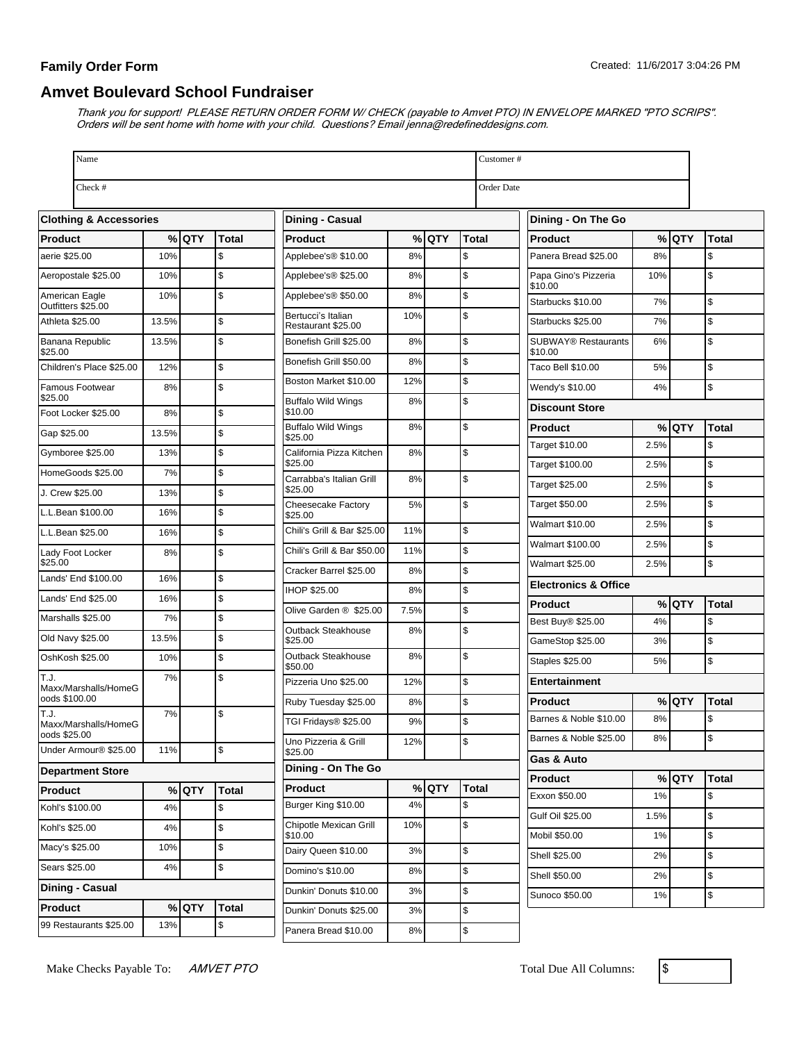**Family Order Form**

Created: 11/6/2017 3:04:26 PM

## Amvet Boulevard School Fundraiser

*Thank you for support! PLEASE RETURN ORDER FORM W/ CHECK (payable to Amvet PTO) IN ENVELOPE MARKED "PTO SCRIPS". Orders will be sent home with home with your child. Questions? Email jenna@redefineddesigns.com.*

| Name | Customer # |
|---|---|
| Check # | Order Date |

### Clothing & Accessories

| Product | % | QTY | Total |
|---|---|---|---|
| aerie $25.00 | 10% | | $ |
| Aeropostale $25.00 | 10% | | $ |
| American Eagle Outfitters $25.00 | 10% | | $ |
| Athleta $25.00 | 13.5% | | $ |
| Banana Republic $25.00 | 13.5% | | $ |
| Children's Place $25.00 | 12% | | $ |
| Famous Footwear $25.00 | 8% | | $ |
| Foot Locker $25.00 | 8% | | $ |
| Gap $25.00 | 13.5% | | $ |
| Gymboree $25.00 | 13% | | $ |
| HomeGoods $25.00 | 7% | | $ |
| J. Crew $25.00 | 13% | | $ |
| L.L.Bean $100.00 | 16% | | $ |
| L.L.Bean $25.00 | 16% | | $ |
| Lady Foot Locker $25.00 | 8% | | $ |
| Lands' End $100.00 | 16% | | $ |
| Lands' End $25.00 | 16% | | $ |
| Marshalls $25.00 | 7% | | $ |
| Old Navy $25.00 | 13.5% | | $ |
| OshKosh $25.00 | 10% | | $ |
| T.J. Maxx/Marshalls/HomeGoods $100.00 | 7% | | $ |
| T.J. Maxx/Marshalls/HomeGoods $25.00 | 7% | | $ |
| Under Armour® $25.00 | 11% | | $ |

### Department Store

| Product | % | QTY | Total |
|---|---|---|---|
| Kohl's $100.00 | 4% | | $ |
| Kohl's $25.00 | 4% | | $ |
| Macy's $25.00 | 10% | | $ |
| Sears $25.00 | 4% | | $ |

### Dining - Casual

| Product | % | QTY | Total |
|---|---|---|---|
| 99 Restaurants $25.00 | 13% | | $ |
| Applebee's® $10.00 | 8% | | $ |
| Applebee's® $25.00 | 8% | | $ |
| Applebee's® $50.00 | 8% | | $ |
| Bertucci's Italian Restaurant $25.00 | 10% | | $ |
| Bonefish Grill $25.00 | 8% | | $ |
| Bonefish Grill $50.00 | 8% | | $ |
| Boston Market $10.00 | 12% | | $ |
| Buffalo Wild Wings $10.00 | 8% | | $ |
| Buffalo Wild Wings $25.00 | 8% | | $ |
| California Pizza Kitchen $25.00 | 8% | | $ |
| Carrabba's Italian Grill $25.00 | 8% | | $ |
| Cheesecake Factory $25.00 | 5% | | $ |
| Chili's Grill & Bar $25.00 | 11% | | $ |
| Chili's Grill & Bar $50.00 | 11% | | $ |
| Cracker Barrel $25.00 | 8% | | $ |
| IHOP $25.00 | 8% | | $ |
| Olive Garden ® $25.00 | 7.5% | | $ |
| Outback Steakhouse $25.00 | 8% | | $ |
| Outback Steakhouse $50.00 | 8% | | $ |
| Pizzeria Uno $25.00 | 12% | | $ |
| Ruby Tuesday $25.00 | 8% | | $ |
| TGI Fridays® $25.00 | 9% | | $ |
| Uno Pizzeria & Grill $25.00 | 12% | | $ |

### Dining - On The Go

| Product | % | QTY | Total |
|---|---|---|---|
| Burger King $10.00 | 4% | | $ |
| Chipotle Mexican Grill $10.00 | 10% | | $ |
| Dairy Queen $10.00 | 3% | | $ |
| Domino's $10.00 | 8% | | $ |
| Dunkin' Donuts $10.00 | 3% | | $ |
| Dunkin' Donuts $25.00 | 3% | | $ |
| Panera Bread $10.00 | 8% | | $ |
| Panera Bread $25.00 | 8% | | $ |
| Papa Gino's Pizzeria $10.00 | 10% | | $ |
| Starbucks $10.00 | 7% | | $ |
| Starbucks $25.00 | 7% | | $ |
| SUBWAY® Restaurants $10.00 | 6% | | $ |
| Taco Bell $10.00 | 5% | | $ |
| Wendy's $10.00 | 4% | | $ |

### Discount Store

| Product | % | QTY | Total |
|---|---|---|---|
| Target $10.00 | 2.5% | | $ |
| Target $100.00 | 2.5% | | $ |
| Target $25.00 | 2.5% | | $ |
| Target $50.00 | 2.5% | | $ |
| Walmart $10.00 | 2.5% | | $ |
| Walmart $100.00 | 2.5% | | $ |
| Walmart $25.00 | 2.5% | | $ |

### Electronics & Office

| Product | % | QTY | Total |
|---|---|---|---|
| Best Buy® $25.00 | 4% | | $ |
| GameStop $25.00 | 3% | | $ |
| Staples $25.00 | 5% | | $ |

### Entertainment

| Product | % | QTY | Total |
|---|---|---|---|
| Barnes & Noble $10.00 | 8% | | $ |
| Barnes & Noble $25.00 | 8% | | $ |

### Gas & Auto

| Product | % | QTY | Total |
|---|---|---|---|
| Exxon $50.00 | 1% | | $ |
| Gulf Oil $25.00 | 1.5% | | $ |
| Mobil $50.00 | 1% | | $ |
| Shell $25.00 | 2% | | $ |
| Shell $50.00 | 2% | | $ |
| Sunoco $50.00 | 1% | | $ |

Make Checks Payable To: *AMVET PTO*

Total Due All Columns: $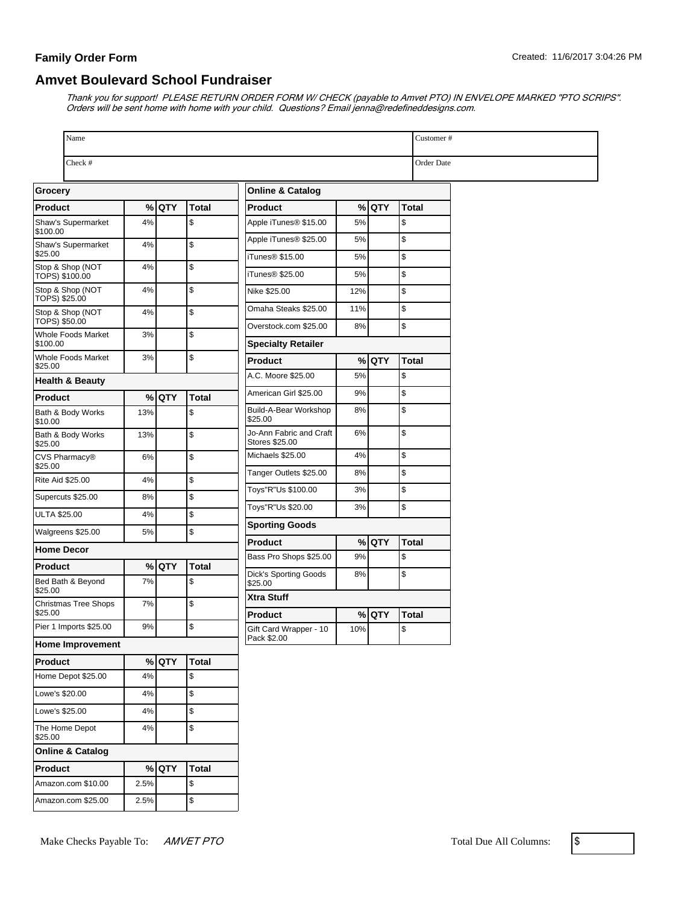**Family Order Form**

Created: 11/6/2017 3:04:26 PM

## Amvet Boulevard School Fundraiser

*Thank you for support! PLEASE RETURN ORDER FORM W/ CHECK (payable to Amvet PTO) IN ENVELOPE MARKED "PTO SCRIPS". Orders will be sent home with home with your child. Questions? Email jenna@redefineddesigns.com.*

| | |
|---|---|
| Name | Customer # |
| Check # | Order Date |

### Grocery

| Product | % | QTY | Total |
|---|---|---|---|
| Shaw's Supermarket $100.00 | 4% | | $ |
| Shaw's Supermarket $25.00 | 4% | | $ |
| Stop & Shop (NOT TOPS) $100.00 | 4% | | $ |
| Stop & Shop (NOT TOPS) $25.00 | 4% | | $ |
| Stop & Shop (NOT TOPS) $50.00 | 4% | | $ |
| Whole Foods Market $100.00 | 3% | | $ |
| Whole Foods Market $25.00 | 3% | | $ |

### Health & Beauty

| Product | % | QTY | Total |
|---|---|---|---|
| Bath & Body Works $10.00 | 13% | | $ |
| Bath & Body Works $25.00 | 13% | | $ |
| CVS Pharmacy® $25.00 | 6% | | $ |
| Rite Aid $25.00 | 4% | | $ |
| Supercuts $25.00 | 8% | | $ |
| ULTA $25.00 | 4% | | $ |
| Walgreens $25.00 | 5% | | $ |

### Home Decor

| Product | % | QTY | Total |
|---|---|---|---|
| Bed Bath & Beyond $25.00 | 7% | | $ |
| Christmas Tree Shops $25.00 | 7% | | $ |
| Pier 1 Imports $25.00 | 9% | | $ |

### Home Improvement

| Product | % | QTY | Total |
|---|---|---|---|
| Home Depot $25.00 | 4% | | $ |
| Lowe's $20.00 | 4% | | $ |
| Lowe's $25.00 | 4% | | $ |
| The Home Depot $25.00 | 4% | | $ |

### Online & Catalog

| Product | % | QTY | Total |
|---|---|---|---|
| Amazon.com $10.00 | 2.5% | | $ |
| Amazon.com $25.00 | 2.5% | | $ |

### Online & Catalog

| Product | % | QTY | Total |
|---|---|---|---|
| Apple iTunes® $15.00 | 5% | | $ |
| Apple iTunes® $25.00 | 5% | | $ |
| iTunes® $15.00 | 5% | | $ |
| iTunes® $25.00 | 5% | | $ |
| Nike $25.00 | 12% | | $ |
| Omaha Steaks $25.00 | 11% | | $ |
| Overstock.com $25.00 | 8% | | $ |

### Specialty Retailer

| Product | % | QTY | Total |
|---|---|---|---|
| A.C. Moore $25.00 | 5% | | $ |
| American Girl $25.00 | 9% | | $ |
| Build-A-Bear Workshop $25.00 | 8% | | $ |
| Jo-Ann Fabric and Craft Stores $25.00 | 6% | | $ |
| Michaels $25.00 | 4% | | $ |
| Tanger Outlets $25.00 | 8% | | $ |
| Toys"R"Us $100.00 | 3% | | $ |
| Toys"R"Us $20.00 | 3% | | $ |

### Sporting Goods

| Product | % | QTY | Total |
|---|---|---|---|
| Bass Pro Shops $25.00 | 9% | | $ |
| Dick's Sporting Goods $25.00 | 8% | | $ |

### Xtra Stuff

| Product | % | QTY | Total |
|---|---|---|---|
| Gift Card Wrapper - 10 Pack $2.00 | 10% | | $ |

Make Checks Payable To: *AMVET PTO*

Total Due All Columns: $